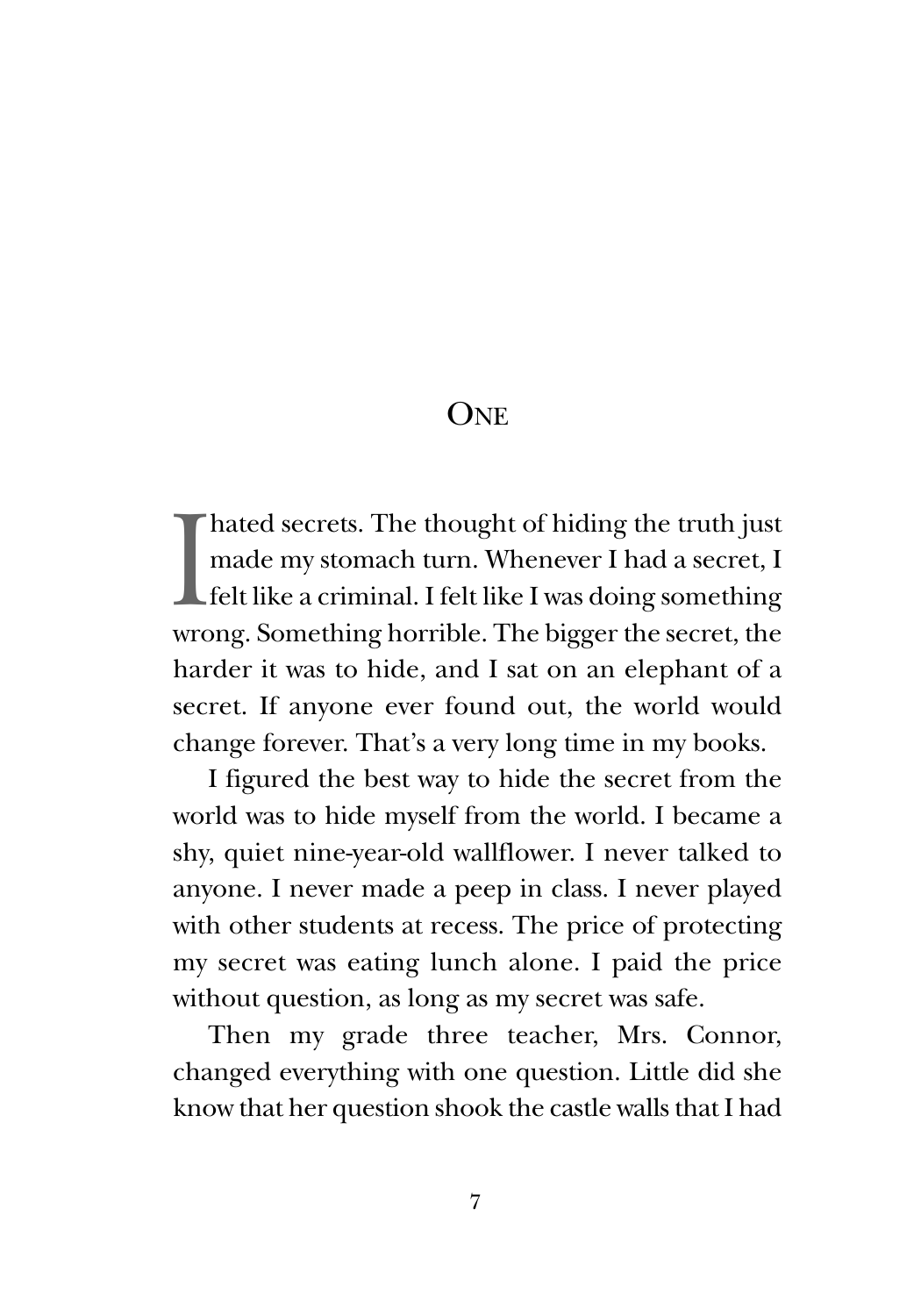# One

I hated secrets. The thought of hiding the truth just made my stomach turn. Whenever I had a secret, I felt like a criminal. I felt like I was doing something wrong. Something horrible. The bigger the secret, the harder it was to hide, and I sat on an elephant of a secret. If anyone ever found out, the world would change forever. That's a very long time in my books.

I figured the best way to hide the secret from the world was to hide myself from the world. I became a shy, quiet nine-year-old wallflower. I never talked to anyone. I never made a peep in class. I never played with other students at recess. The price of protecting my secret was eating lunch alone. I paid the price without question, as long as my secret was safe.

Then my grade three teacher, Mrs. Connor, changed everything with one question. Little did she know that her question shook the castle walls that I had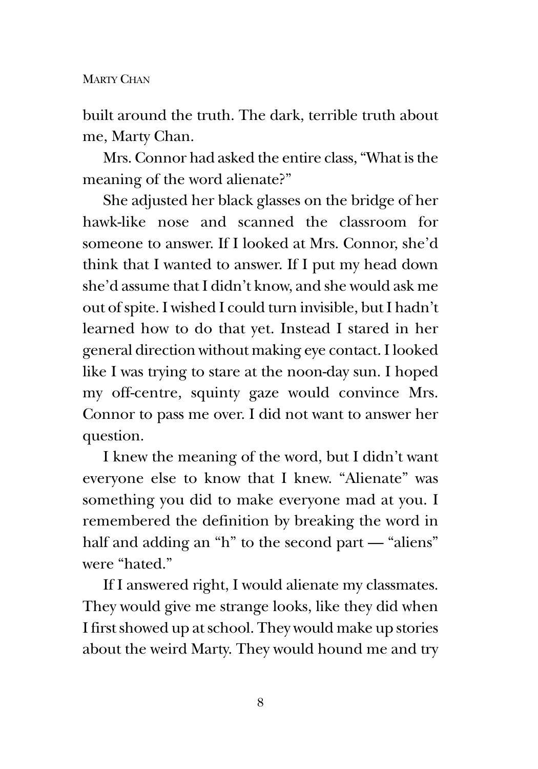built around the truth. The dark, terrible truth about me, Marty Chan.

Mrs. Connor had asked the entire class, "What is the meaning of the word alienate?"

She adjusted her black glasses on the bridge of her hawk-like nose and scanned the classroom for someone to answer. If I looked at Mrs. Connor, she'd think that I wanted to answer. If I put my head down she'd assume that I didn't know, and she would ask me out of spite. I wished I could turn invisible, but I hadn't learned how to do that yet. Instead I stared in her general direction without making eye contact. I looked like I was trying to stare at the noon-day sun. I hoped my off-centre, squinty gaze would convince Mrs. Connor to pass me over. I did not want to answer her question.

I knew the meaning of the word, but I didn't want everyone else to know that I knew. "Alienate" was something you did to make everyone mad at you. I remembered the definition by breaking the word in half and adding an "h" to the second part — "aliens" were "hated."

If I answered right, I would alienate my classmates. They would give me strange looks, like they did when I first showed up at school. They would make up stories about the weird Marty. They would hound me and try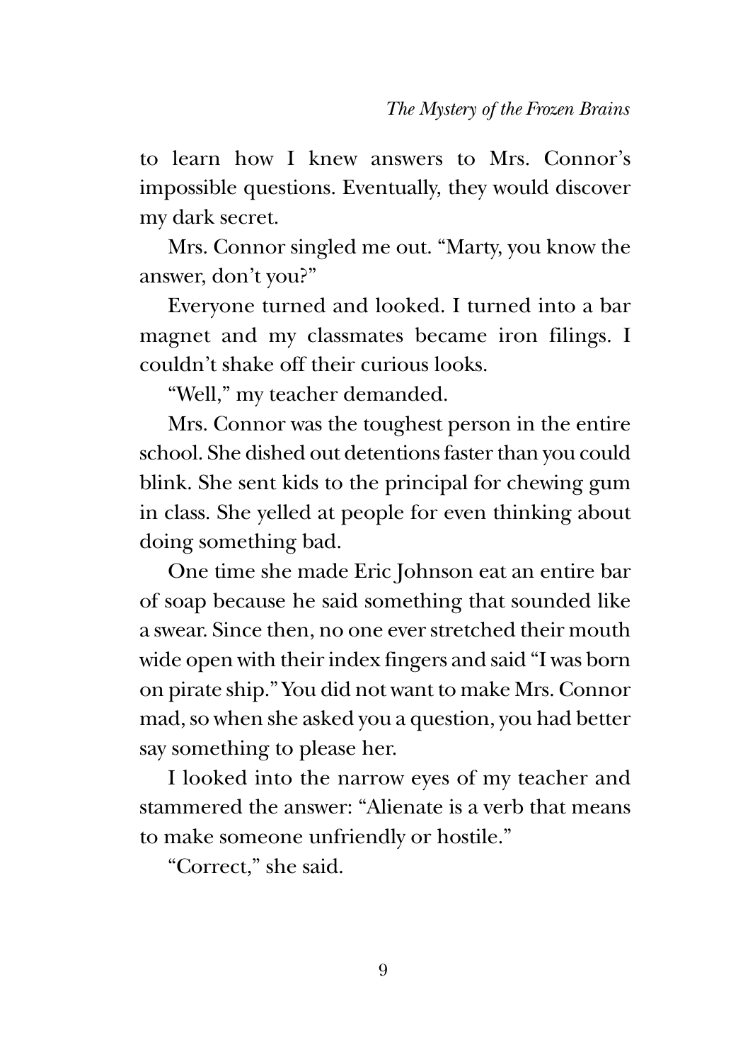to learn how I knew answers to Mrs. Connor's impossible questions. Eventually, they would discover my dark secret.

Mrs. Connor singled me out. "Marty, you know the answer, don't you?"

Everyone turned and looked. I turned into a bar magnet and my classmates became iron filings. I couldn't shake off their curious looks.

"Well," my teacher demanded.

Mrs. Connor was the toughest person in the entire school. She dished out detentions faster than you could blink. She sent kids to the principal for chewing gum in class. She yelled at people for even thinking about doing something bad.

One time she made Eric Johnson eat an entire bar of soap because he said something that sounded like a swear. Since then, no one ever stretched their mouth wide open with their index fingers and said "I was born on pirate ship." You did not want to make Mrs. Connor mad, so when she asked you a question, you had better say something to please her.

I looked into the narrow eyes of my teacher and stammered the answer: "Alienate is a verb that means to make someone unfriendly or hostile."

"Correct," she said.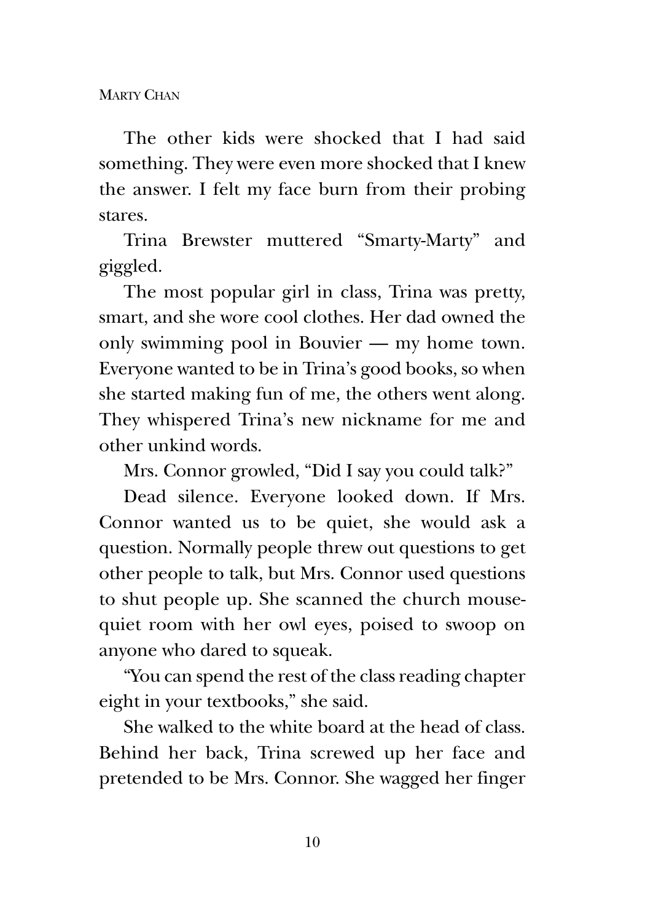The other kids were shocked that I had said something. They were even more shocked that I knew the answer. I felt my face burn from their probing stares.

Trina Brewster muttered "Smarty-Marty" and giggled.

The most popular girl in class, Trina was pretty, smart, and she wore cool clothes. Her dad owned the only swimming pool in Bouvier — my home town. Everyone wanted to be in Trina's good books, so when she started making fun of me, the others went along. They whispered Trina's new nickname for me and other unkind words.

Mrs. Connor growled, "Did I say you could talk?"

Dead silence. Everyone looked down. If Mrs. Connor wanted us to be quiet, she would ask a question. Normally people threw out questions to get other people to talk, but Mrs. Connor used questions to shut people up. She scanned the church mouse-quiet room with her owl eyes, poised to swoop on anyone who dared to squeak.

"You can spend the rest of the class reading chapter eight in your textbooks," she said.

She walked to the white board at the head of class. Behind her back, Trina screwed up her face and pretended to be Mrs. Connor. She wagged her finger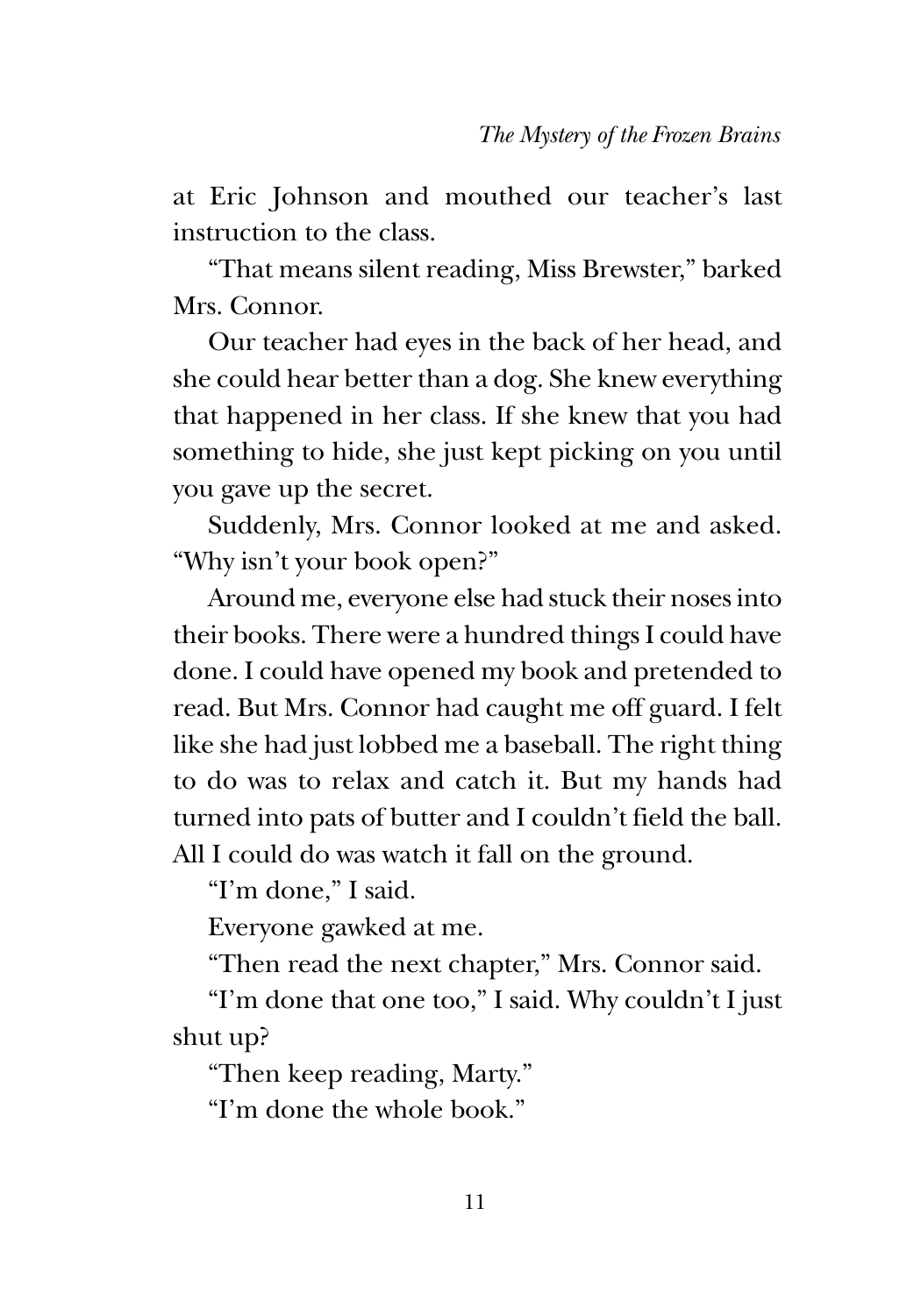at Eric Johnson and mouthed our teacher's last instruction to the class.

"That means silent reading, Miss Brewster," barked Mrs. Connor.

Our teacher had eyes in the back of her head, and she could hear better than a dog. She knew everything that happened in her class. If she knew that you had something to hide, she just kept picking on you until you gave up the secret.

Suddenly, Mrs. Connor looked at me and asked. "Why isn't your book open?"

Around me, everyone else had stuck their noses into their books. There were a hundred things I could have done. I could have opened my book and pretended to read. But Mrs. Connor had caught me off guard. I felt like she had just lobbed me a baseball. The right thing to do was to relax and catch it. But my hands had turned into pats of butter and I couldn't field the ball. All I could do was watch it fall on the ground.

"I'm done," I said.

Everyone gawked at me.

"Then read the next chapter," Mrs. Connor said.

"I'm done that one too," I said. Why couldn't I just shut up?

"Then keep reading, Marty."

"I'm done the whole book."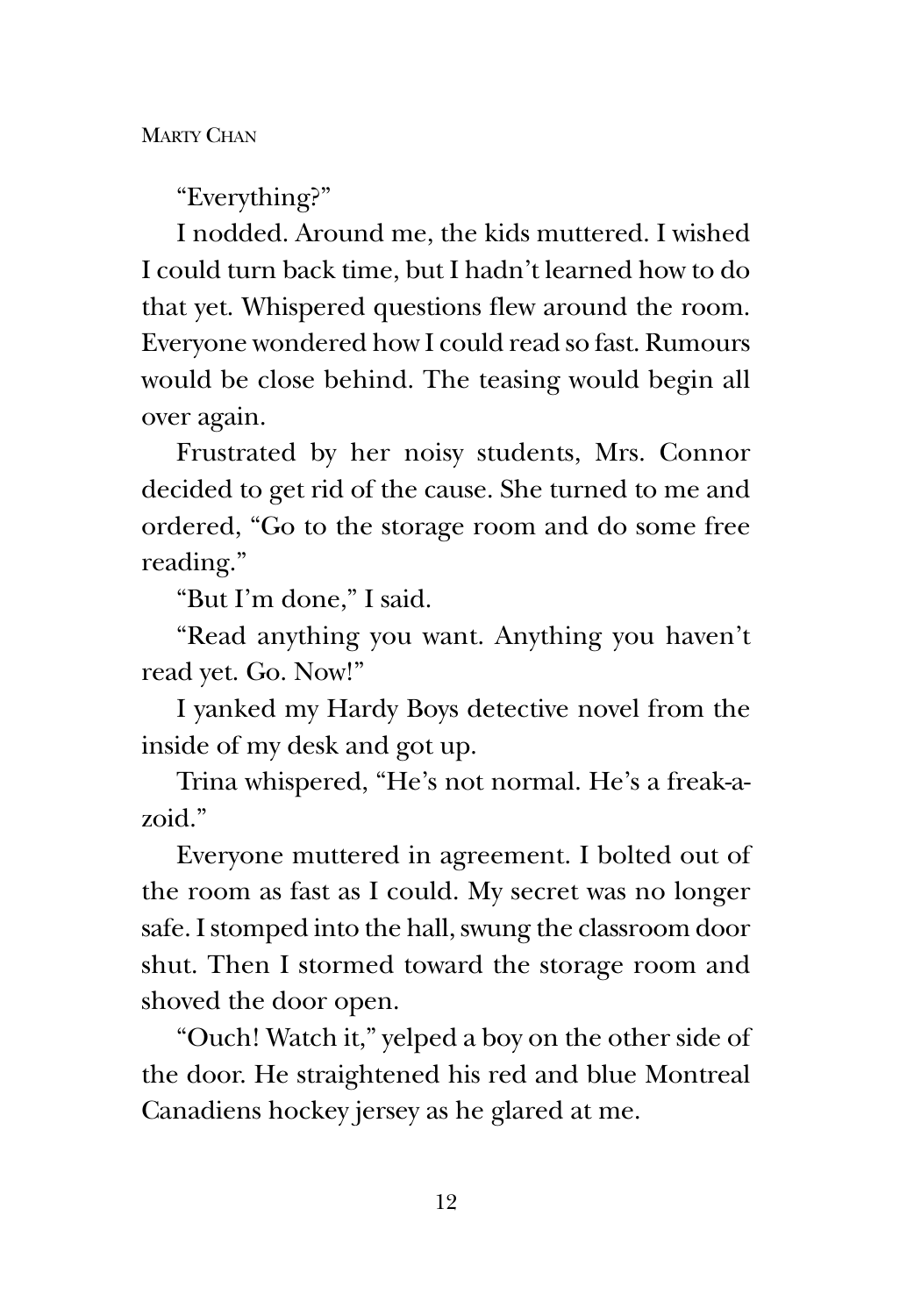"Everything?"

I nodded. Around me, the kids muttered. I wished I could turn back time, but I hadn't learned how to do that yet. Whispered questions flew around the room. Everyone wondered how I could read so fast. Rumours would be close behind. The teasing would begin all over again.

Frustrated by her noisy students, Mrs. Connor decided to get rid of the cause. She turned to me and ordered, "Go to the storage room and do some free reading."

"But I'm done," I said.

"Read anything you want. Anything you haven't read yet. Go. Now!"

I yanked my Hardy Boys detective novel from the inside of my desk and got up.

Trina whispered, "He's not normal. He's a freak-a-zoid."

Everyone muttered in agreement. I bolted out of the room as fast as I could. My secret was no longer safe. I stomped into the hall, swung the classroom door shut. Then I stormed toward the storage room and shoved the door open.

"Ouch! Watch it," yelped a boy on the other side of the door. He straightened his red and blue Montreal Canadiens hockey jersey as he glared at me.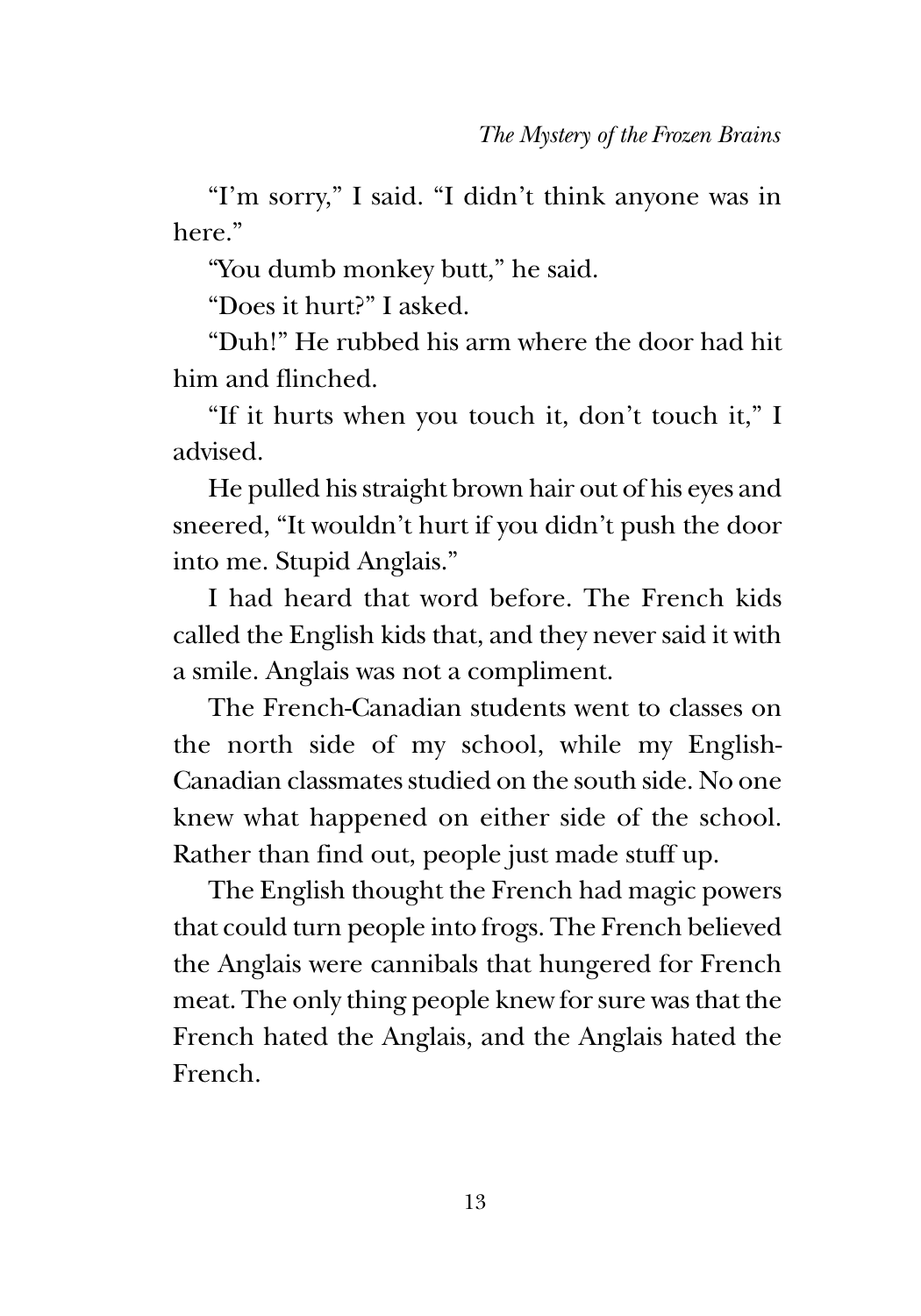"I'm sorry," I said. "I didn't think anyone was in here."

"You dumb monkey butt," he said.

"Does it hurt?" I asked.

"Duh!" He rubbed his arm where the door had hit him and flinched.

"If it hurts when you touch it, don't touch it," I advised.

He pulled his straight brown hair out of his eyes and sneered, "It wouldn't hurt if you didn't push the door into me. Stupid Anglais."

I had heard that word before. The French kids called the English kids that, and they never said it with a smile. Anglais was not a compliment.

The French-Canadian students went to classes on the north side of my school, while my English-Canadian classmates studied on the south side. No one knew what happened on either side of the school. Rather than find out, people just made stuff up.

The English thought the French had magic powers that could turn people into frogs. The French believed the Anglais were cannibals that hungered for French meat. The only thing people knew for sure was that the French hated the Anglais, and the Anglais hated the French.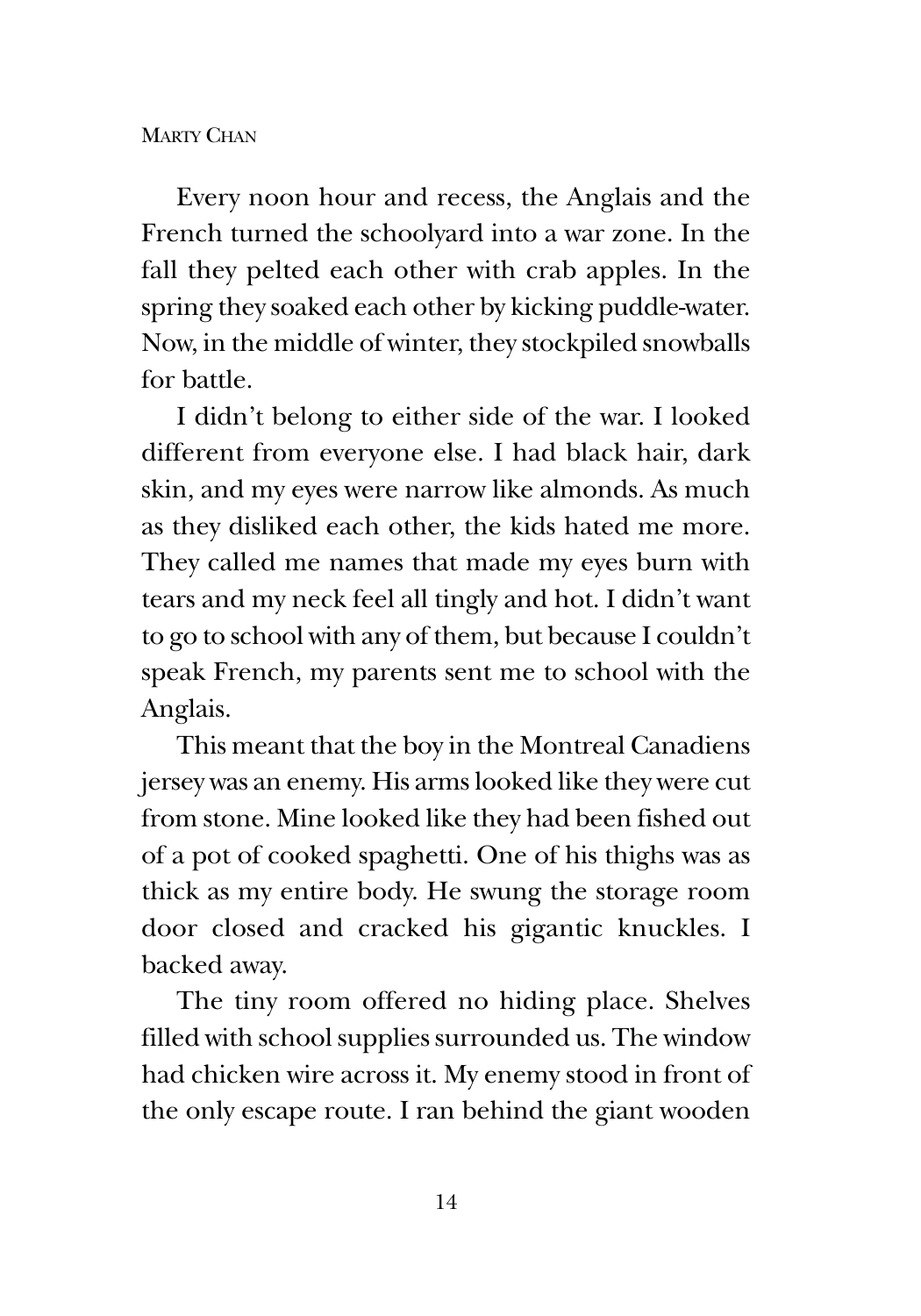Every noon hour and recess, the Anglais and the French turned the schoolyard into a war zone. In the fall they pelted each other with crab apples. In the spring they soaked each other by kicking puddle-water. Now, in the middle of winter, they stockpiled snowballs for battle.

I didn't belong to either side of the war. I looked different from everyone else. I had black hair, dark skin, and my eyes were narrow like almonds. As much as they disliked each other, the kids hated me more. They called me names that made my eyes burn with tears and my neck feel all tingly and hot. I didn't want to go to school with any of them, but because I couldn't speak French, my parents sent me to school with the Anglais.

This meant that the boy in the Montreal Canadiens jersey was an enemy. His arms looked like they were cut from stone. Mine looked like they had been fished out of a pot of cooked spaghetti. One of his thighs was as thick as my entire body. He swung the storage room door closed and cracked his gigantic knuckles. I backed away.

The tiny room offered no hiding place. Shelves filled with school supplies surrounded us. The window had chicken wire across it. My enemy stood in front of the only escape route. I ran behind the giant wooden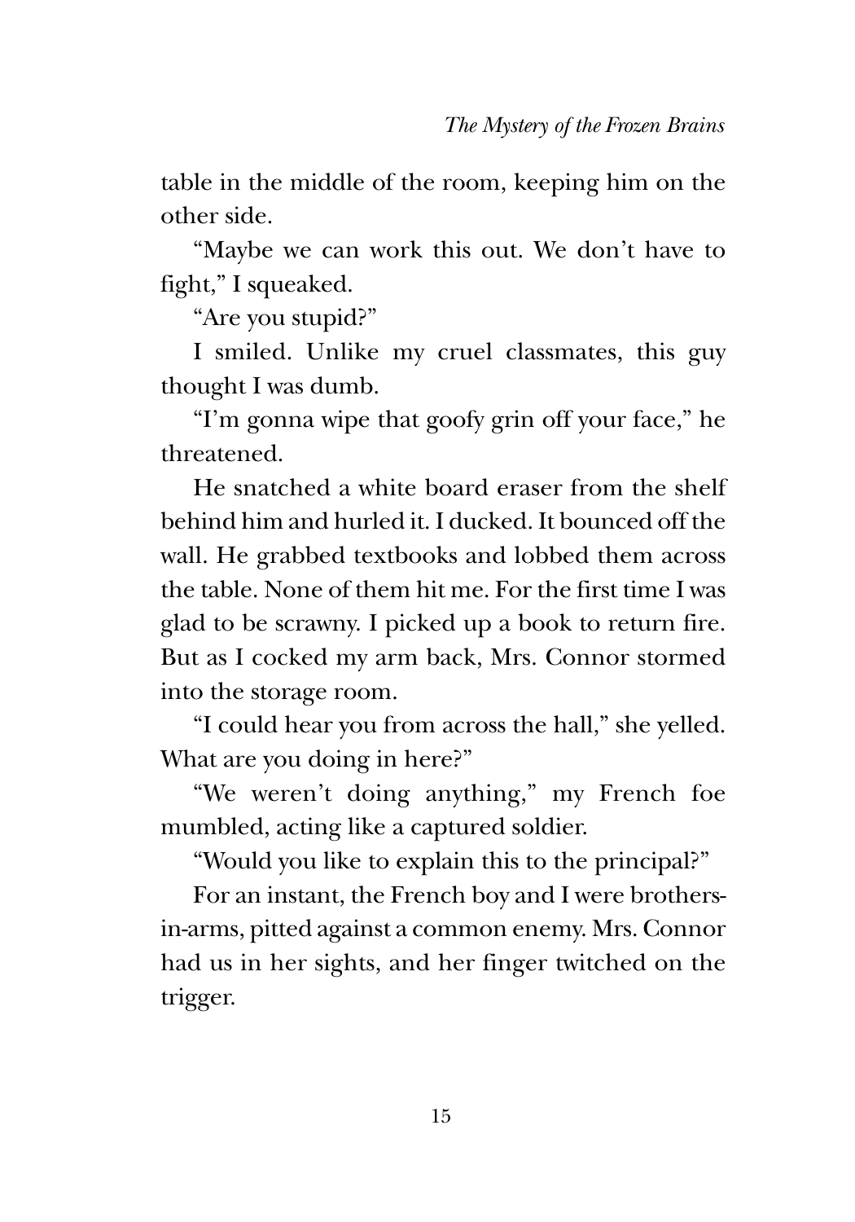table in the middle of the room, keeping him on the other side.

"Maybe we can work this out. We don't have to fight," I squeaked.

"Are you stupid?"

I smiled. Unlike my cruel classmates, this guy thought I was dumb.

"I'm gonna wipe that goofy grin off your face," he threatened.

He snatched a white board eraser from the shelf behind him and hurled it. I ducked. It bounced off the wall. He grabbed textbooks and lobbed them across the table. None of them hit me. For the first time I was glad to be scrawny. I picked up a book to return fire. But as I cocked my arm back, Mrs. Connor stormed into the storage room.

"I could hear you from across the hall," she yelled. What are you doing in here?"

"We weren't doing anything," my French foe mumbled, acting like a captured soldier.

"Would you like to explain this to the principal?"

For an instant, the French boy and I were brothers-in-arms, pitted against a common enemy. Mrs. Connor had us in her sights, and her finger twitched on the trigger.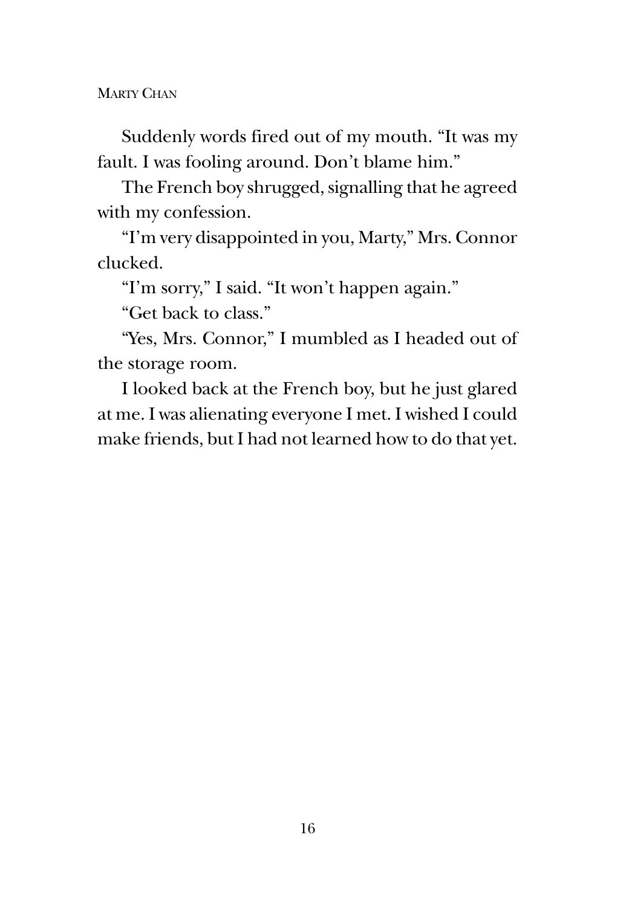Suddenly words fired out of my mouth. "It was my fault. I was fooling around. Don't blame him."

The French boy shrugged, signalling that he agreed with my confession.

"I'm very disappointed in you, Marty," Mrs. Connor clucked.

"I'm sorry," I said. "It won't happen again."

"Get back to class."

"Yes, Mrs. Connor," I mumbled as I headed out of the storage room.

I looked back at the French boy, but he just glared at me. I was alienating everyone I met. I wished I could make friends, but I had not learned how to do that yet.